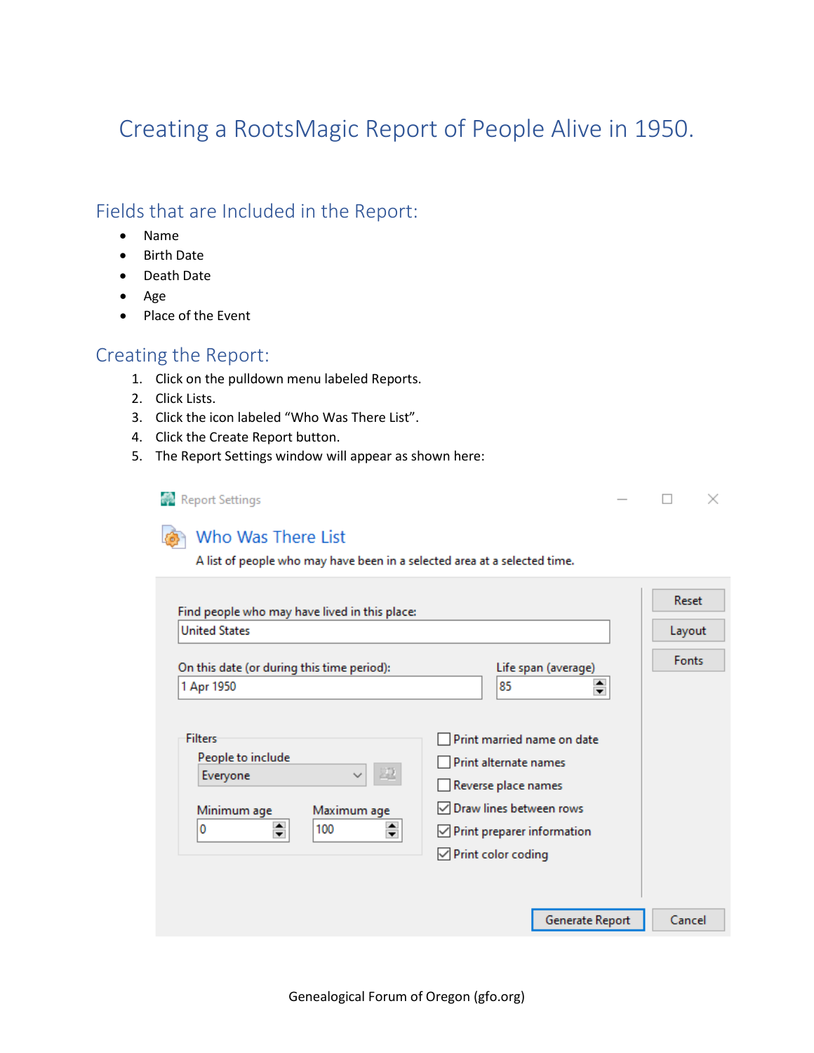# Creating a RootsMagic Report of People Alive in 1950.

## Fields that are Included in the Report:

- Name
- Birth Date
- Death Date
- Age
- Place of the Event

## Creating the Report:

1. Click on the pulldown menu labeled Reports.
2. Click Lists.
3. Click the icon labeled "Who Was There List".
4. Click the Create Report button.
5. The Report Settings window will appear as shown here:

Report Settings

**Who Was There List**

A list of people who may have been in a selected area at a selected time.

Find people who may have lived in this place: United States

On this date (or during this time period): 1 Apr 1950

Life span (average): 85

Filters

People to include: Everyone

Minimum age: 0

Maximum age: 100

- [ ] Print married name on date
- [ ] Print alternate names
- [ ] Reverse place names
- [x] Draw lines between rows
- [x] Print preparer information
- [x] Print color coding

Reset | Layout | Fonts | Generate Report | Cancel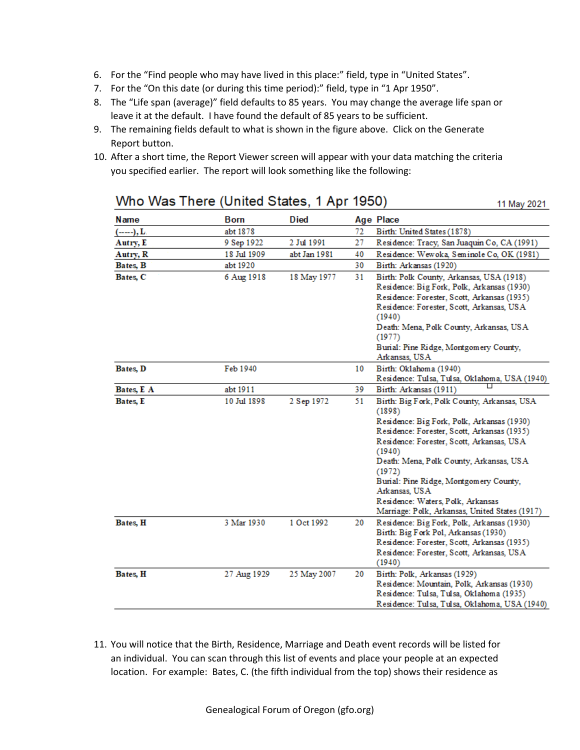6. For the "Find people who may have lived in this place:" field, type in "United States".
7. For the "On this date (or during this time period):" field, type in "1 Apr 1950".
8. The "Life span (average)" field defaults to 85 years. You may change the average life span or leave it at the default. I have found the default of 85 years to be sufficient.
9. The remaining fields default to what is shown in the figure above. Click on the Generate Report button.
10. After a short time, the Report Viewer screen will appear with your data matching the criteria you specified earlier. The report will look something like the following:

**Who Was There (United States, 1 Apr 1950)** 11 May 2021

| Name | Born | Died | Age | Place |
|---|---|---|---|---|
| (----), L | abt 1878 | | 72 | Birth: United States (1878) |
| Autry, E | 9 Sep 1922 | 2 Jul 1991 | 27 | Residence: Tracy, San Joaquin Co, CA (1991) |
| Autry, R | 18 Jul 1909 | abt Jan 1981 | 40 | Residence: Wewoka, Seminole Co, OK (1981) |
| Bates, B | abt 1920 | | 30 | Birth: Arkansas (1920) |
| Bates, C | 6 Aug 1918 | 18 May 1977 | 31 | Birth: Polk County, Arkansas, USA (1918)<br>Residence: Big Fork, Polk, Arkansas (1930)<br>Residence: Forester, Scott, Arkansas (1935)<br>Residence: Forester, Scott, Arkansas, USA (1940)<br>Death: Mena, Polk County, Arkansas, USA (1977)<br>Burial: Pine Ridge, Montgomery County, Arkansas, USA |
| Bates, D | Feb 1940 | | 10 | Birth: Oklahoma (1940)<br>Residence: Tulsa, Tulsa, Oklahoma, USA (1940) |
| Bates, E A | abt 1911 | | 39 | Birth: Arkansas (1911) |
| Bates, E | 10 Jul 1898 | 2 Sep 1972 | 51 | Birth: Big Fork, Polk County, Arkansas, USA (1898)<br>Residence: Big Fork, Polk, Arkansas (1930)<br>Residence: Forester, Scott, Arkansas (1935)<br>Residence: Forester, Scott, Arkansas, USA (1940)<br>Death: Mena, Polk County, Arkansas, USA (1972)<br>Burial: Pine Ridge, Montgomery County, Arkansas, USA<br>Residence: Waters, Polk, Arkansas<br>Marriage: Polk, Arkansas, United States (1917) |
| Bates, H | 3 Mar 1930 | 1 Oct 1992 | 20 | Residence: Big Fork, Polk, Arkansas (1930)<br>Birth: Big Fork Pol, Arkansas (1930)<br>Residence: Forester, Scott, Arkansas (1935)<br>Residence: Forester, Scott, Arkansas, USA (1940) |
| Bates, H | 27 Aug 1929 | 25 May 2007 | 20 | Birth: Polk, Arkansas (1929)<br>Residence: Mountain, Polk, Arkansas (1930)<br>Residence: Tulsa, Tulsa, Oklahoma (1935)<br>Residence: Tulsa, Tulsa, Oklahoma, USA (1940) |

11. You will notice that the Birth, Residence, Marriage and Death event records will be listed for an individual. You can scan through this list of events and place your people at an expected location. For example: Bates, C. (the fifth individual from the top) shows their residence as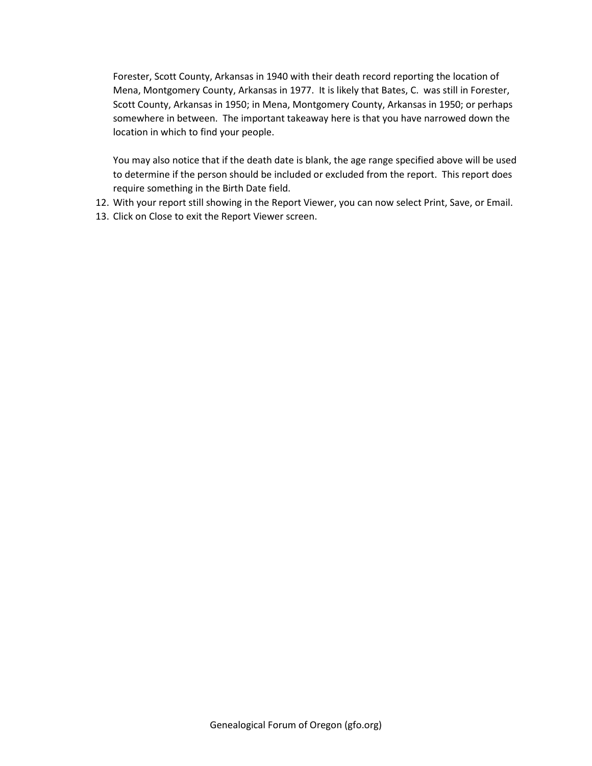Forester, Scott County, Arkansas in 1940 with their death record reporting the location of Mena, Montgomery County, Arkansas in 1977. It is likely that Bates, C. was still in Forester, Scott County, Arkansas in 1950; in Mena, Montgomery County, Arkansas in 1950; or perhaps somewhere in between. The important takeaway here is that you have narrowed down the location in which to find your people.

You may also notice that if the death date is blank, the age range specified above will be used to determine if the person should be included or excluded from the report. This report does require something in the Birth Date field.

12. With your report still showing in the Report Viewer, you can now select Print, Save, or Email.
13. Click on Close to exit the Report Viewer screen.